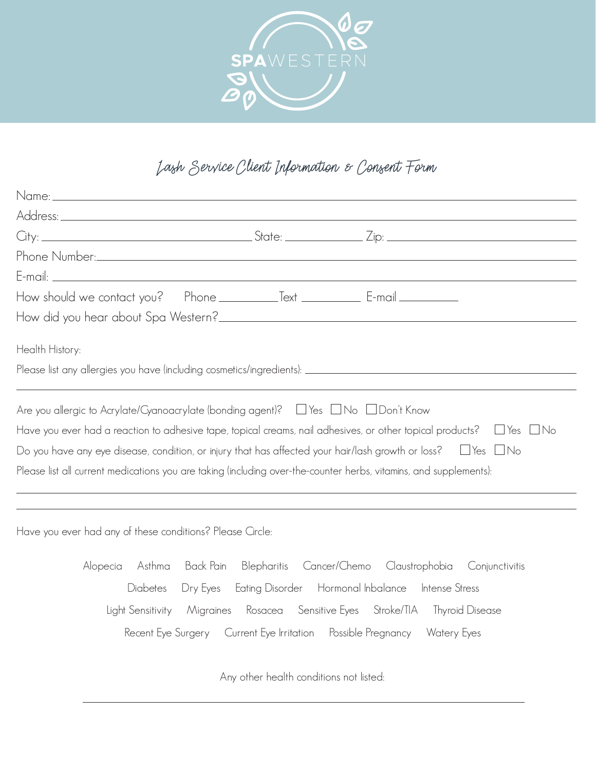SPAWESTERN

# Lash Service Client Information & Consent Form

Name: ______________________________________________

Address: ______________________________________________

City: ____________________ State: __________ Zip: ____________________

Phone Number: ______________________________________________

E-mail: ______________________________________________

How should we contact you? Phone ________ Text ________ E-mail ________

How did you hear about Spa Western? ______________________________________________

Health History:

Please list any allergies you have (including cosmetics/ingredients): ______________________________________________

______________________________________________

Are you allergic to Acrylate/Cyanoacrylate (bonding agent)? ☐ Yes ☐ No ☐ Don't Know

Have you ever had a reaction to adhesive tape, topical creams, nail adhesives, or other topical products? ☐ Yes ☐ No

Do you have any eye disease, condition, or injury that has affected your hair/lash growth or loss? ☐ Yes ☐ No

Please list all current medications you are taking (including over-the-counter herbs, vitamins, and supplements):

______________________________________________

______________________________________________

Have you ever had any of these conditions? Please Circle:

Alopecia  Asthma  Back Pain  Blepharitis  Cancer/Chemo  Claustrophobia  Conjunctivitis

Diabetes  Dry Eyes  Eating Disorder  Hormonal Inbalance  Intense Stress

Light Sensitivity  Migraines  Rosacea  Sensitive Eyes  Stroke/TIA  Thyroid Disease

Recent Eye Surgery  Current Eye Irritation  Possible Pregnancy  Watery Eyes

Any other health conditions not listed:

______________________________________________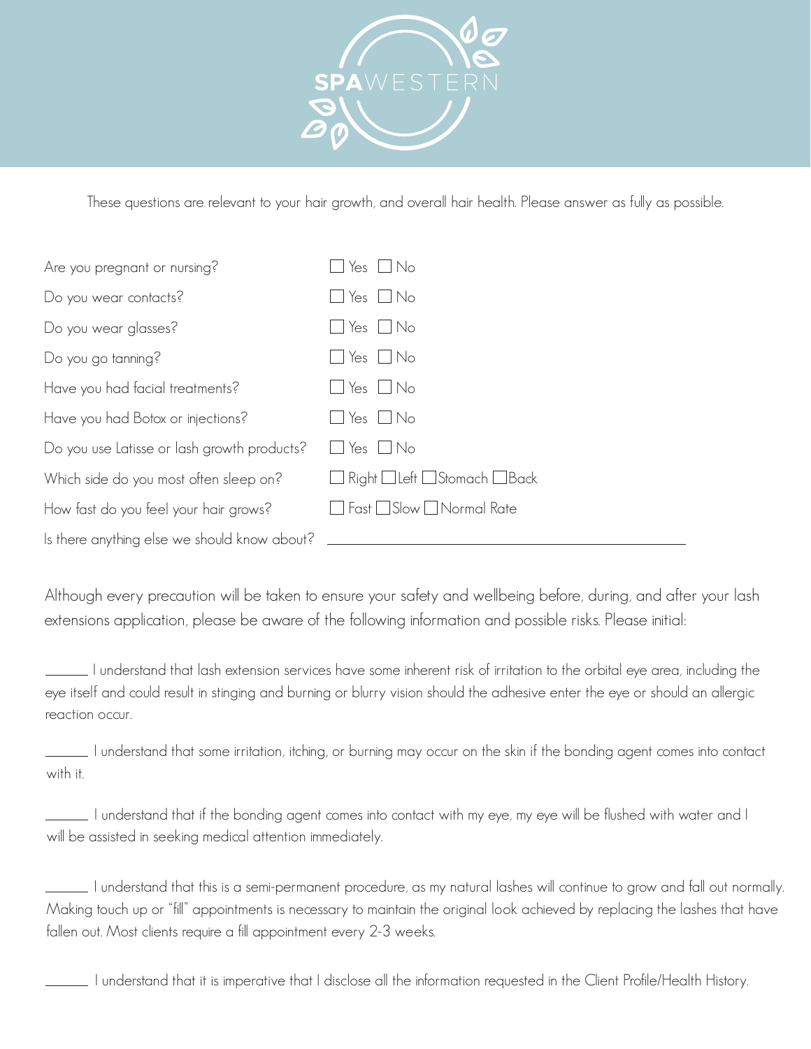SPA WESTERN

These questions are relevant to your hair growth, and overall hair health. Please answer as fully as possible.

| | |
|---|---|
| Are you pregnant or nursing? | ☐ Yes ☐ No |
| Do you wear contacts? | ☐ Yes ☐ No |
| Do you wear glasses? | ☐ Yes ☐ No |
| Do you go tanning? | ☐ Yes ☐ No |
| Have you had facial treatments? | ☐ Yes ☐ No |
| Have you had Botox or injections? | ☐ Yes ☐ No |
| Do you use Latisse or lash growth products? | ☐ Yes ☐ No |
| Which side do you most often sleep on? | ☐ Right ☐ Left ☐ Stomach ☐ Back |
| How fast do you feel your hair grows? | ☐ Fast ☐ Slow ☐ Normal Rate |
| Is there anything else we should know about? | ______________________________ |

Although every precaution will be taken to ensure your safety and wellbeing before, during, and after your lash extensions application, please be aware of the following information and possible risks. Please initial:

______ I understand that lash extension services have some inherent risk of irritation to the orbital eye area, including the eye itself and could result in stinging and burning or blurry vision should the adhesive enter the eye or should an allergic reaction occur.

______ I understand that some irritation, itching, or burning may occur on the skin if the bonding agent comes into contact with it.

______ I understand that if the bonding agent comes into contact with my eye, my eye will be flushed with water and I will be assisted in seeking medical attention immediately.

______ I understand that this is a semi-permanent procedure, as my natural lashes will continue to grow and fall out normally. Making touch up or "fill" appointments is necessary to maintain the original look achieved by replacing the lashes that have fallen out. Most clients require a fill appointment every 2-3 weeks.

______ I understand that it is imperative that I disclose all the information requested in the Client Profile/Health History.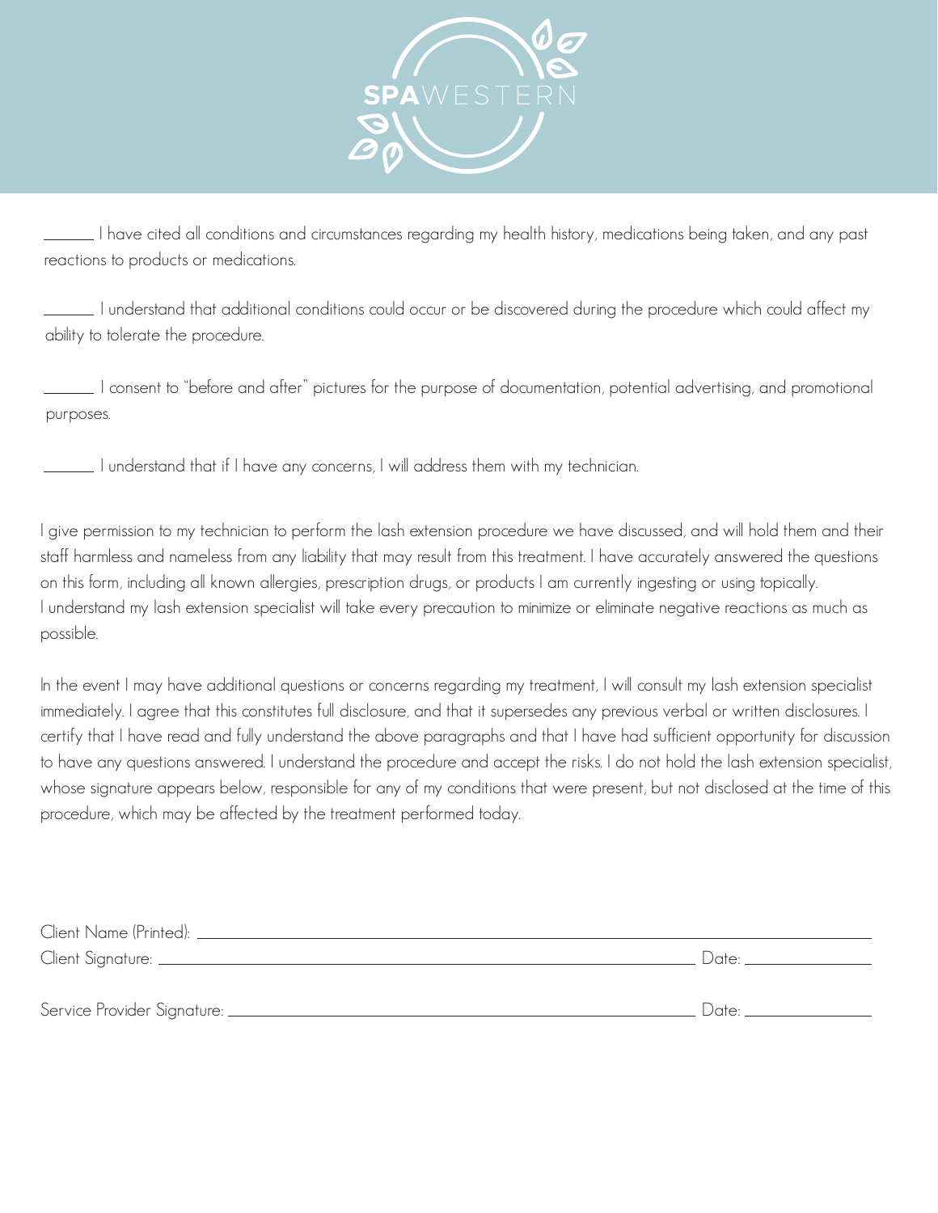SPAWESTERN

______ I have cited all conditions and circumstances regarding my health history, medications being taken, and any past reactions to products or medications.

______ I understand that additional conditions could occur or be discovered during the procedure which could affect my ability to tolerate the procedure.

______ I consent to "before and after" pictures for the purpose of documentation, potential advertising, and promotional purposes.

______ I understand that if I have any concerns, I will address them with my technician.

I give permission to my technician to perform the lash extension procedure we have discussed, and will hold them and their staff harmless and nameless from any liability that may result from this treatment. I have accurately answered the questions on this form, including all known allergies, prescription drugs, or products I am currently ingesting or using topically.
I understand my lash extension specialist will take every precaution to minimize or eliminate negative reactions as much as possible.

In the event I may have additional questions or concerns regarding my treatment, I will consult my lash extension specialist immediately. I agree that this constitutes full disclosure, and that it supersedes any previous verbal or written disclosures. I certify that I have read and fully understand the above paragraphs and that I have had sufficient opportunity for discussion to have any questions answered. I understand the procedure and accept the risks. I do not hold the lash extension specialist, whose signature appears below, responsible for any of my conditions that were present, but not disclosed at the time of this procedure, which may be affected by the treatment performed today.

Client Name (Printed): ______________________________

Client Signature: ______________________________ Date: ______________

Service Provider Signature: ______________________________ Date: ______________